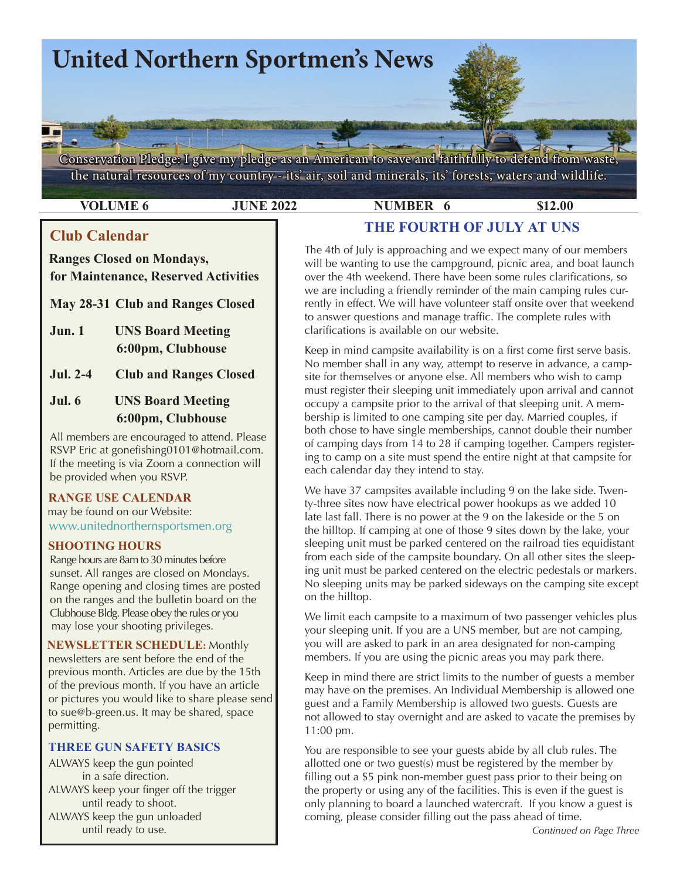# United Northern Sportmen's News

Conservation Pledge: I give my pledge as an American to save and faithfully to defend from waste, the natural resources of my country - its' air, soil and minerals, its' forests, waters and wildlife.

**VOLUME 6** **JUNE 2022** **NUMBER 6** **$12.00**

## Club Calendar

**Ranges Closed on Mondays, for Maintenance, Reserved Activities**

**May 28-31 Club and Ranges Closed**

**Jun. 1 UNS Board Meeting 6:00pm, Clubhouse**

**Jul. 2-4 Club and Ranges Closed**

**Jul. 6 UNS Board Meeting 6:00pm, Clubhouse**

All members are encouraged to attend. Please RSVP Eric at gonefishing0101@hotmail.com. If the meeting is via Zoom a connection will be provided when you RSVP.

**RANGE USE CALENDAR** may be found on our Website: www.unitednorthernsportsmen.org

**SHOOTING HOURS**
Range hours are 8am to 30 minutes before sunset. All ranges are closed on Mondays. Range opening and closing times are posted on the ranges and the bulletin board on the Clubhouse Bldg. Please obey the rules or you may lose your shooting privileges.

**NEWSLETTER SCHEDULE:** Monthly newsletters are sent before the end of the previous month. Articles are due by the 15th of the previous month. If you have an article or pictures you would like to share please send to sue@b-green.us. It may be shared, space permitting.

**THREE GUN SAFETY BASICS**
ALWAYS keep the gun pointed in a safe direction.
ALWAYS keep your finger off the trigger until ready to shoot.
ALWAYS keep the gun unloaded until ready to use.

## THE FOURTH OF JULY AT UNS

The 4th of July is approaching and we expect many of our members will be wanting to use the campground, picnic area, and boat launch over the 4th weekend. There have been some rules clarifications, so we are including a friendly reminder of the main camping rules currently in effect. We will have volunteer staff onsite over that weekend to answer questions and manage traffic. The complete rules with clarifications is available on our website.

Keep in mind campsite availability is on a first come first serve basis. No member shall in any way, attempt to reserve in advance, a campsite for themselves or anyone else. All members who wish to camp must register their sleeping unit immediately upon arrival and cannot occupy a campsite prior to the arrival of that sleeping unit. A membership is limited to one camping site per day. Married couples, if both chose to have single memberships, cannot double their number of camping days from 14 to 28 if camping together. Campers registering to camp on a site must spend the entire night at that campsite for each calendar day they intend to stay.

We have 37 campsites available including 9 on the lake side. Twenty-three sites now have electrical power hookups as we added 10 late last fall. There is no power at the 9 on the lakeside or the 5 on the hilltop. If camping at one of those 9 sites down by the lake, your sleeping unit must be parked centered on the railroad ties equidistant from each side of the campsite boundary. On all other sites the sleeping unit must be parked centered on the electric pedestals or markers. No sleeping units may be parked sideways on the camping site except on the hilltop.

We limit each campsite to a maximum of two passenger vehicles plus your sleeping unit. If you are a UNS member, but are not camping, you will are asked to park in an area designated for non-camping members. If you are using the picnic areas you may park there.

Keep in mind there are strict limits to the number of guests a member may have on the premises. An Individual Membership is allowed one guest and a Family Membership is allowed two guests. Guests are not allowed to stay overnight and are asked to vacate the premises by 11:00 pm.

You are responsible to see your guests abide by all club rules. The allotted one or two guest(s) must be registered by the member by filling out a $5 pink non-member guest pass prior to their being on the property or using any of the facilities. This is even if the guest is only planning to board a launched watercraft. If you know a guest is coming, please consider filling out the pass ahead of time.

*Continued on Page Three*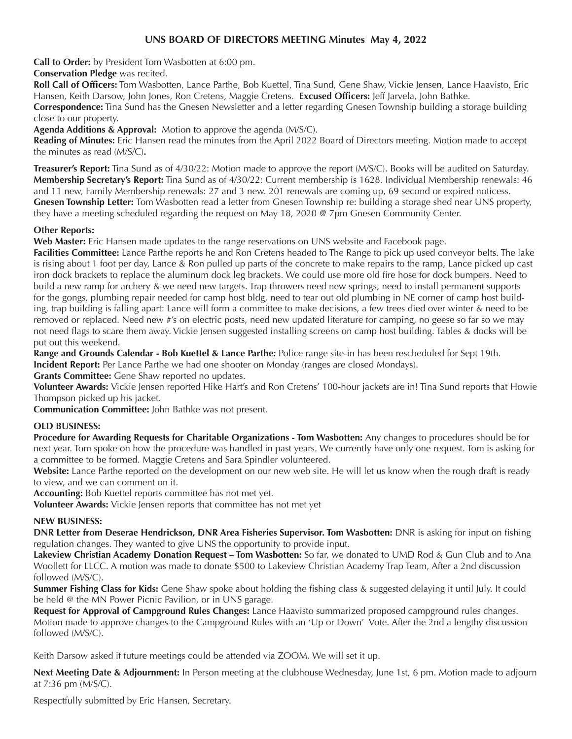## UNS BOARD OF DIRECTORS MEETING Minutes May 4, 2022

**Call to Order:** by President Tom Wasbotten at 6:00 pm.

**Conservation Pledge** was recited.

**Roll Call of Officers:** Tom Wasbotten, Lance Parthe, Bob Kuettel, Tina Sund, Gene Shaw, Vickie Jensen, Lance Haavisto, Eric Hansen, Keith Darsow, John Jones, Ron Cretens, Maggie Cretens. **Excused Officers:** Jeff Jarvela, John Bathke.

**Correspondence:** Tina Sund has the Gnesen Newsletter and a letter regarding Gnesen Township building a storage building close to our property.

**Agenda Additions & Approval:** Motion to approve the agenda (M/S/C).

**Reading of Minutes:** Eric Hansen read the minutes from the April 2022 Board of Directors meeting. Motion made to accept the minutes as read (M/S/C)**.**

**Treasurer's Report:** Tina Sund as of 4/30/22: Motion made to approve the report (M/S/C). Books will be audited on Saturday.

**Membership Secretary's Report:** Tina Sund as of 4/30/22: Current membership is 1628. Individual Membership renewals: 46 and 11 new, Family Membership renewals: 27 and 3 new. 201 renewals are coming up, 69 second or expired noticess.

**Gnesen Township Letter:** Tom Wasbotten read a letter from Gnesen Township re: building a storage shed near UNS property, they have a meeting scheduled regarding the request on May 18, 2020 @ 7pm Gnesen Community Center.

**Other Reports:**

**Web Master:** Eric Hansen made updates to the range reservations on UNS website and Facebook page.

**Facilities Committee:** Lance Parthe reports he and Ron Cretens headed to The Range to pick up used conveyor belts. The lake is rising about 1 foot per day, Lance & Ron pulled up parts of the concrete to make repairs to the ramp, Lance picked up cast iron dock brackets to replace the aluminum dock leg brackets. We could use more old fire hose for dock bumpers. Need to build a new ramp for archery & we need new targets. Trap throwers need new springs, need to install permanent supports for the gongs, plumbing repair needed for camp host bldg, need to tear out old plumbing in NE corner of camp host building, trap building is falling apart: Lance will form a committee to make decisions, a few trees died over winter & need to be removed or replaced. Need new #'s on electric posts, need new updated literature for camping, no geese so far so we may not need flags to scare them away. Vickie Jensen suggested installing screens on camp host building. Tables & docks will be put out this weekend.

**Range and Grounds Calendar - Bob Kuettel & Lance Parthe:** Police range site-in has been rescheduled for Sept 19th.

**Incident Report:** Per Lance Parthe we had one shooter on Monday (ranges are closed Mondays).

**Grants Committee:** Gene Shaw reported no updates.

**Volunteer Awards:** Vickie Jensen reported Hike Hart's and Ron Cretens' 100-hour jackets are in! Tina Sund reports that Howie Thompson picked up his jacket.

**Communication Committee:** John Bathke was not present.

**OLD BUSINESS:**

**Procedure for Awarding Requests for Charitable Organizations - Tom Wasbotten:** Any changes to procedures should be for next year. Tom spoke on how the procedure was handled in past years. We currently have only one request. Tom is asking for a committee to be formed. Maggie Cretens and Sara Spindler volunteered.

**Website:** Lance Parthe reported on the development on our new web site. He will let us know when the rough draft is ready to view, and we can comment on it.

**Accounting:** Bob Kuettel reports committee has not met yet.

**Volunteer Awards:** Vickie Jensen reports that committee has not met yet

**NEW BUSINESS:**

**DNR Letter from Deserae Hendrickson, DNR Area Fisheries Supervisor. Tom Wasbotten:** DNR is asking for input on fishing regulation changes. They wanted to give UNS the opportunity to provide input.

**Lakeview Christian Academy Donation Request – Tom Wasbotten:** So far, we donated to UMD Rod & Gun Club and to Ana Woollett for LLCC. A motion was made to donate $500 to Lakeview Christian Academy Trap Team, After a 2nd discussion followed (M/S/C).

**Summer Fishing Class for Kids:** Gene Shaw spoke about holding the fishing class & suggested delaying it until July. It could be held @ the MN Power Picnic Pavilion, or in UNS garage.

**Request for Approval of Campground Rules Changes:** Lance Haavisto summarized proposed campground rules changes. Motion made to approve changes to the Campground Rules with an 'Up or Down' Vote. After the 2nd a lengthy discussion followed (M/S/C).

Keith Darsow asked if future meetings could be attended via ZOOM. We will set it up.

**Next Meeting Date & Adjournment:** In Person meeting at the clubhouse Wednesday, June 1st, 6 pm. Motion made to adjourn at 7:36 pm (M/S/C).

Respectfully submitted by Eric Hansen, Secretary.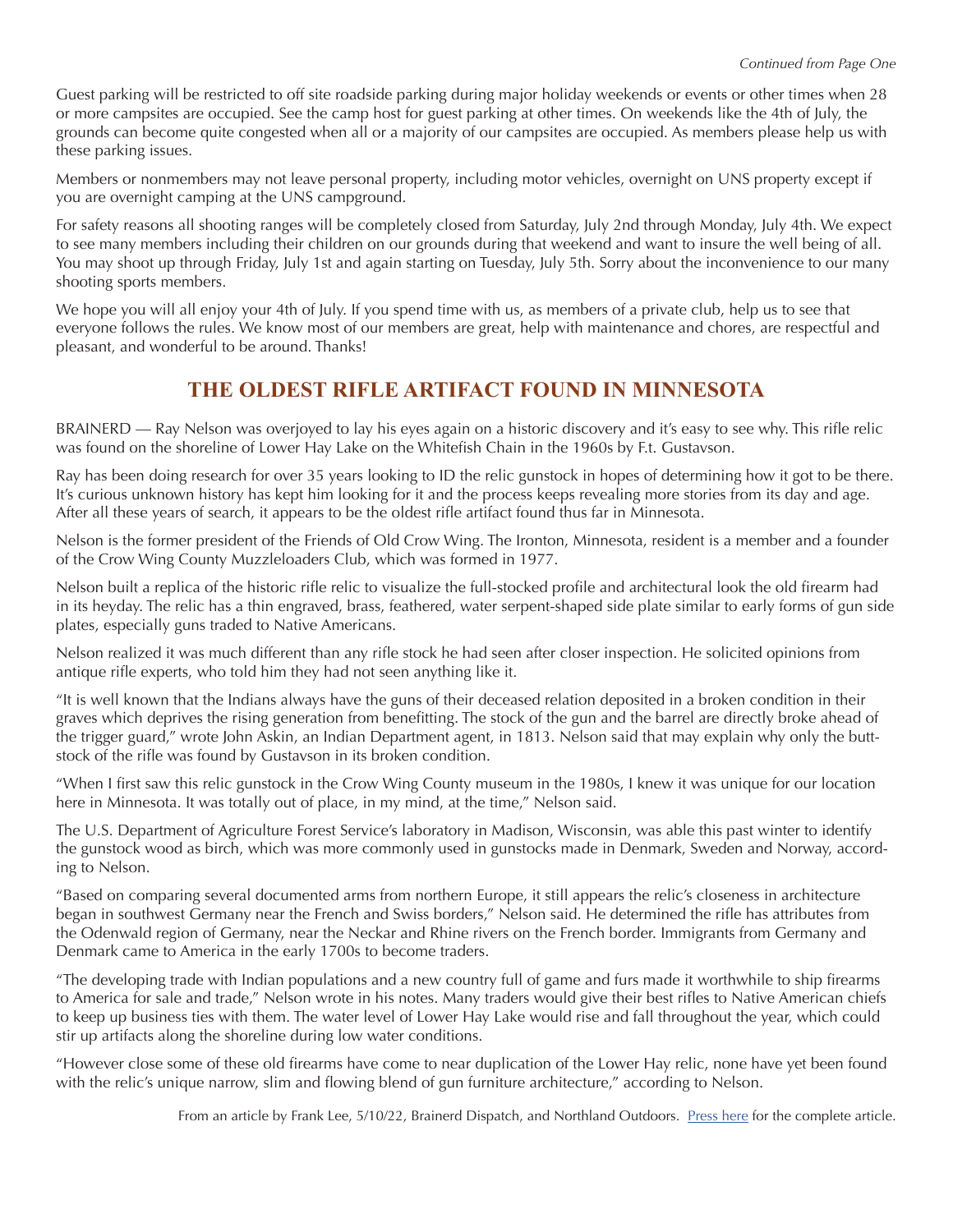*Continued from Page One*

Guest parking will be restricted to off site roadside parking during major holiday weekends or events or other times when 28 or more campsites are occupied. See the camp host for guest parking at other times. On weekends like the 4th of July, the grounds can become quite congested when all or a majority of our campsites are occupied. As members please help us with these parking issues.

Members or nonmembers may not leave personal property, including motor vehicles, overnight on UNS property except if you are overnight camping at the UNS campground.

For safety reasons all shooting ranges will be completely closed from Saturday, July 2nd through Monday, July 4th. We expect to see many members including their children on our grounds during that weekend and want to insure the well being of all. You may shoot up through Friday, July 1st and again starting on Tuesday, July 5th. Sorry about the inconvenience to our many shooting sports members.

We hope you will all enjoy your 4th of July. If you spend time with us, as members of a private club, help us to see that everyone follows the rules. We know most of our members are great, help with maintenance and chores, are respectful and pleasant, and wonderful to be around. Thanks!

## THE OLDEST RIFLE ARTIFACT FOUND IN MINNESOTA

BRAINERD — Ray Nelson was overjoyed to lay his eyes again on a historic discovery and it's easy to see why. This rifle relic was found on the shoreline of Lower Hay Lake on the Whitefish Chain in the 1960s by F.t. Gustavson.

Ray has been doing research for over 35 years looking to ID the relic gunstock in hopes of determining how it got to be there. It's curious unknown history has kept him looking for it and the process keeps revealing more stories from its day and age. After all these years of search, it appears to be the oldest rifle artifact found thus far in Minnesota.

Nelson is the former president of the Friends of Old Crow Wing. The Ironton, Minnesota, resident is a member and a founder of the Crow Wing County Muzzleloaders Club, which was formed in 1977.

Nelson built a replica of the historic rifle relic to visualize the full-stocked profile and architectural look the old firearm had in its heyday. The relic has a thin engraved, brass, feathered, water serpent-shaped side plate similar to early forms of gun side plates, especially guns traded to Native Americans.

Nelson realized it was much different than any rifle stock he had seen after closer inspection. He solicited opinions from antique rifle experts, who told him they had not seen anything like it.

"It is well known that the Indians always have the guns of their deceased relation deposited in a broken condition in their graves which deprives the rising generation from benefitting. The stock of the gun and the barrel are directly broke ahead of the trigger guard," wrote John Askin, an Indian Department agent, in 1813. Nelson said that may explain why only the butt-stock of the rifle was found by Gustavson in its broken condition.

"When I first saw this relic gunstock in the Crow Wing County museum in the 1980s, I knew it was unique for our location here in Minnesota. It was totally out of place, in my mind, at the time," Nelson said.

The U.S. Department of Agriculture Forest Service's laboratory in Madison, Wisconsin, was able this past winter to identify the gunstock wood as birch, which was more commonly used in gunstocks made in Denmark, Sweden and Norway, according to Nelson.

"Based on comparing several documented arms from northern Europe, it still appears the relic's closeness in architecture began in southwest Germany near the French and Swiss borders," Nelson said. He determined the rifle has attributes from the Odenwald region of Germany, near the Neckar and Rhine rivers on the French border. Immigrants from Germany and Denmark came to America in the early 1700s to become traders.

"The developing trade with Indian populations and a new country full of game and furs made it worthwhile to ship firearms to America for sale and trade," Nelson wrote in his notes. Many traders would give their best rifles to Native American chiefs to keep up business ties with them. The water level of Lower Hay Lake would rise and fall throughout the year, which could stir up artifacts along the shoreline during low water conditions.

"However close some of these old firearms have come to near duplication of the Lower Hay relic, none have yet been found with the relic's unique narrow, slim and flowing blend of gun furniture architecture," according to Nelson.

From an article by Frank Lee, 5/10/22, Brainerd Dispatch, and Northland Outdoors. Press here for the complete article.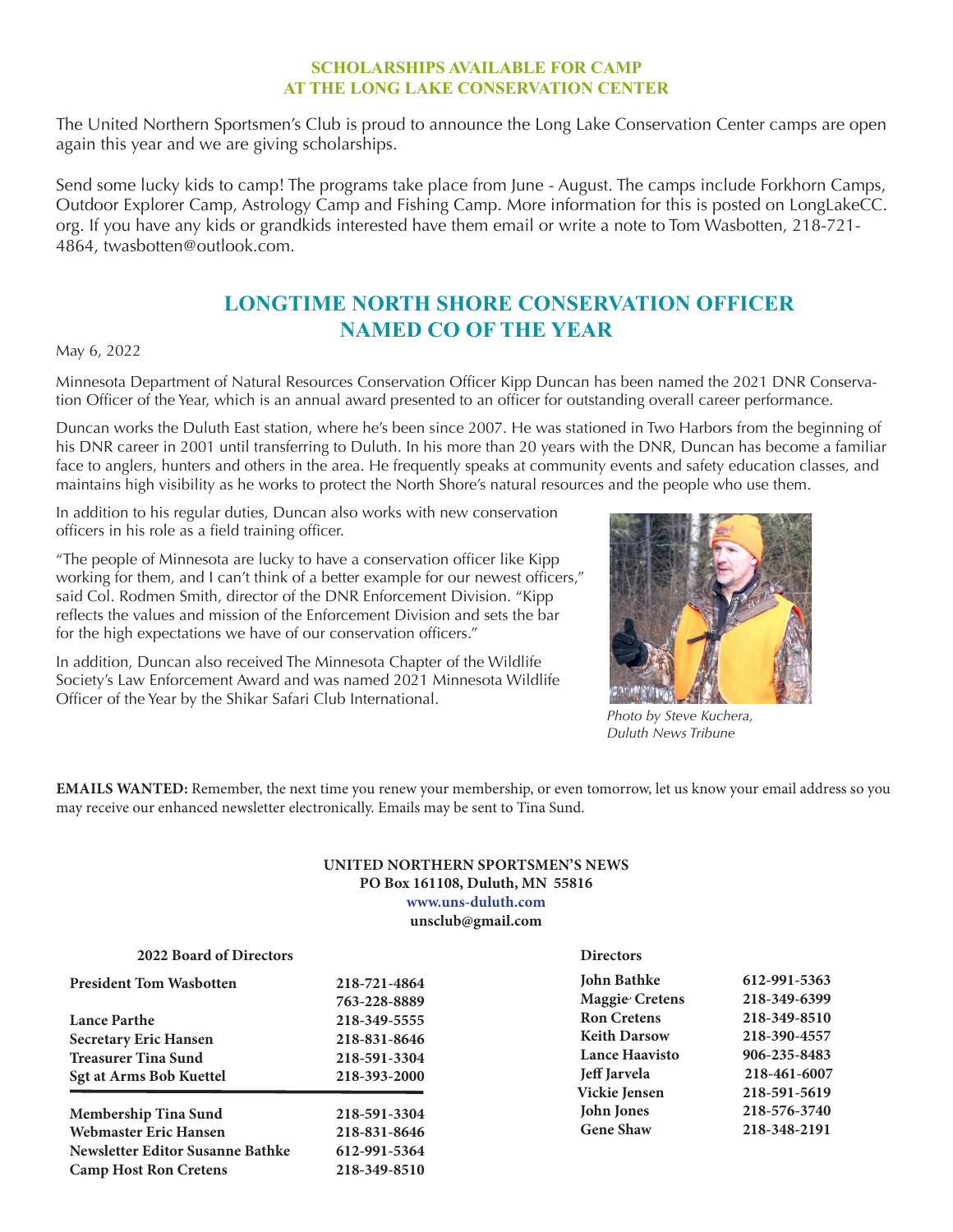## SCHOLARSHIPS AVAILABLE FOR CAMP AT THE LONG LAKE CONSERVATION CENTER

The United Northern Sportsmen's Club is proud to announce the Long Lake Conservation Center camps are open again this year and we are giving scholarships.

Send some lucky kids to camp! The programs take place from June - August. The camps include Forkhorn Camps, Outdoor Explorer Camp, Astrology Camp and Fishing Camp. More information for this is posted on LongLakeCC.org. If you have any kids or grandkids interested have them email or write a note to Tom Wasbotten, 218-721-4864, twasbotten@outlook.com.

## LONGTIME NORTH SHORE CONSERVATION OFFICER NAMED CO OF THE YEAR

May 6, 2022

Minnesota Department of Natural Resources Conservation Officer Kipp Duncan has been named the 2021 DNR Conservation Officer of the Year, which is an annual award presented to an officer for outstanding overall career performance.

Duncan works the Duluth East station, where he's been since 2007. He was stationed in Two Harbors from the beginning of his DNR career in 2001 until transferring to Duluth. In his more than 20 years with the DNR, Duncan has become a familiar face to anglers, hunters and others in the area. He frequently speaks at community events and safety education classes, and maintains high visibility as he works to protect the North Shore's natural resources and the people who use them.

In addition to his regular duties, Duncan also works with new conservation officers in his role as a field training officer.

"The people of Minnesota are lucky to have a conservation officer like Kipp working for them, and I can't think of a better example for our newest officers," said Col. Rodmen Smith, director of the DNR Enforcement Division. "Kipp reflects the values and mission of the Enforcement Division and sets the bar for the high expectations we have of our conservation officers."

In addition, Duncan also received The Minnesota Chapter of the Wildlife Society's Law Enforcement Award and was named 2021 Minnesota Wildlife Officer of the Year by the Shikar Safari Club International.

*Photo by Steve Kuchera, Duluth News Tribune*

**EMAILS WANTED:** Remember, the next time you renew your membership, or even tomorrow, let us know your email address so you may receive our enhanced newsletter electronically. Emails may be sent to Tina Sund.

**UNITED NORTHERN SPORTSMEN'S NEWS**
**PO Box 161108, Duluth, MN 55816**
**www.uns-duluth.com**
**unsclub@gmail.com**

**2022 Board of Directors**

| | |
|---|---|
| President Tom Wasbotten | 218-721-4864 |
| | 763-228-8889 |
| Lance Parthe | 218-349-5555 |
| Secretary Eric Hansen | 218-831-8646 |
| Treasurer Tina Sund | 218-591-3304 |
| Sgt at Arms Bob Kuettel | 218-393-2000 |
| Membership Tina Sund | 218-591-3304 |
| Webmaster Eric Hansen | 218-831-8646 |
| Newsletter Editor Susanne Bathke | 612-991-5364 |
| Camp Host Ron Cretens | 218-349-8510 |

**Directors**

| | |
|---|---|
| John Bathke | 612-991-5363 |
| Maggie Cretens | 218-349-6399 |
| Ron Cretens | 218-349-8510 |
| Keith Darsow | 218-390-4557 |
| Lance Haavisto | 906-235-8483 |
| Jeff Jarvela | 218-461-6007 |
| Vickie Jensen | 218-591-5619 |
| John Jones | 218-576-3740 |
| Gene Shaw | 218-348-2191 |